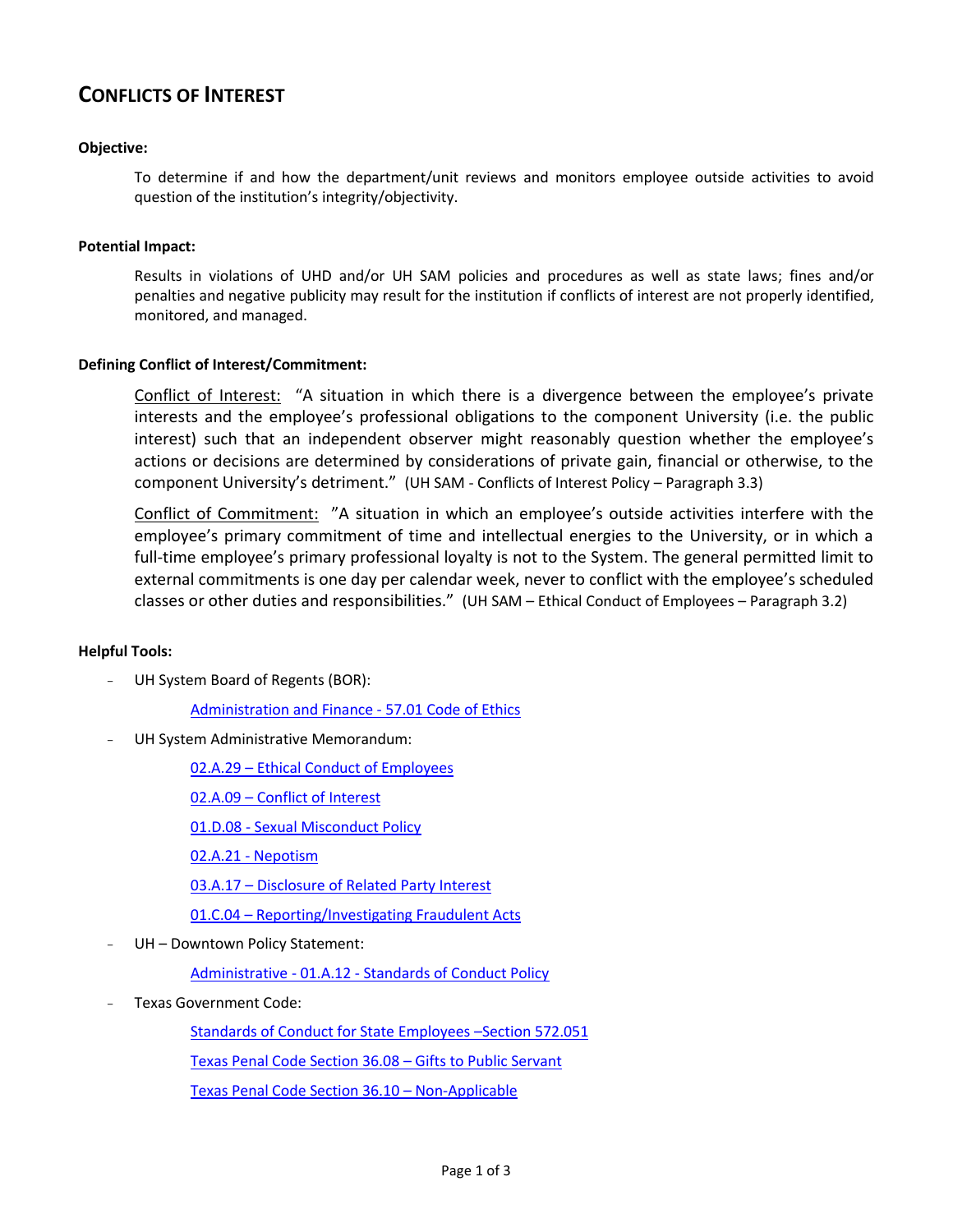# CONFLICTS OF INTEREST

**Objective:**

To determine if and how the department/unit reviews and monitors employee outside activities to avoid question of the institution's integrity/objectivity.

**Potential Impact:**

Results in violations of UHD and/or UH SAM policies and procedures as well as state laws; fines and/or penalties and negative publicity may result for the institution if conflicts of interest are not properly identified, monitored, and managed.

**Defining Conflict of Interest/Commitment:**

Conflict of Interest: "A situation in which there is a divergence between the employee's private interests and the employee's professional obligations to the component University (i.e. the public interest) such that an independent observer might reasonably question whether the employee's actions or decisions are determined by considerations of private gain, financial or otherwise, to the component University's detriment." (UH SAM - Conflicts of Interest Policy – Paragraph 3.3)

Conflict of Commitment: "A situation in which an employee's outside activities interfere with the employee's primary commitment of time and intellectual energies to the University, or in which a full-time employee's primary professional loyalty is not to the System. The general permitted limit to external commitments is one day per calendar week, never to conflict with the employee's scheduled classes or other duties and responsibilities." (UH SAM – Ethical Conduct of Employees – Paragraph 3.2)

**Helpful Tools:**

- UH System Board of Regents (BOR):
  - Administration and Finance - 57.01 Code of Ethics
- UH System Administrative Memorandum:
  - 02.A.29 – Ethical Conduct of Employees
  - 02.A.09 – Conflict of Interest
  - 01.D.08 - Sexual Misconduct Policy
  - 02.A.21 - Nepotism
  - 03.A.17 – Disclosure of Related Party Interest
  - 01.C.04 – Reporting/Investigating Fraudulent Acts
- UH – Downtown Policy Statement:
  - Administrative - 01.A.12 - Standards of Conduct Policy
- Texas Government Code:
  - Standards of Conduct for State Employees –Section 572.051
  - Texas Penal Code Section 36.08 – Gifts to Public Servant
  - Texas Penal Code Section 36.10 – Non-Applicable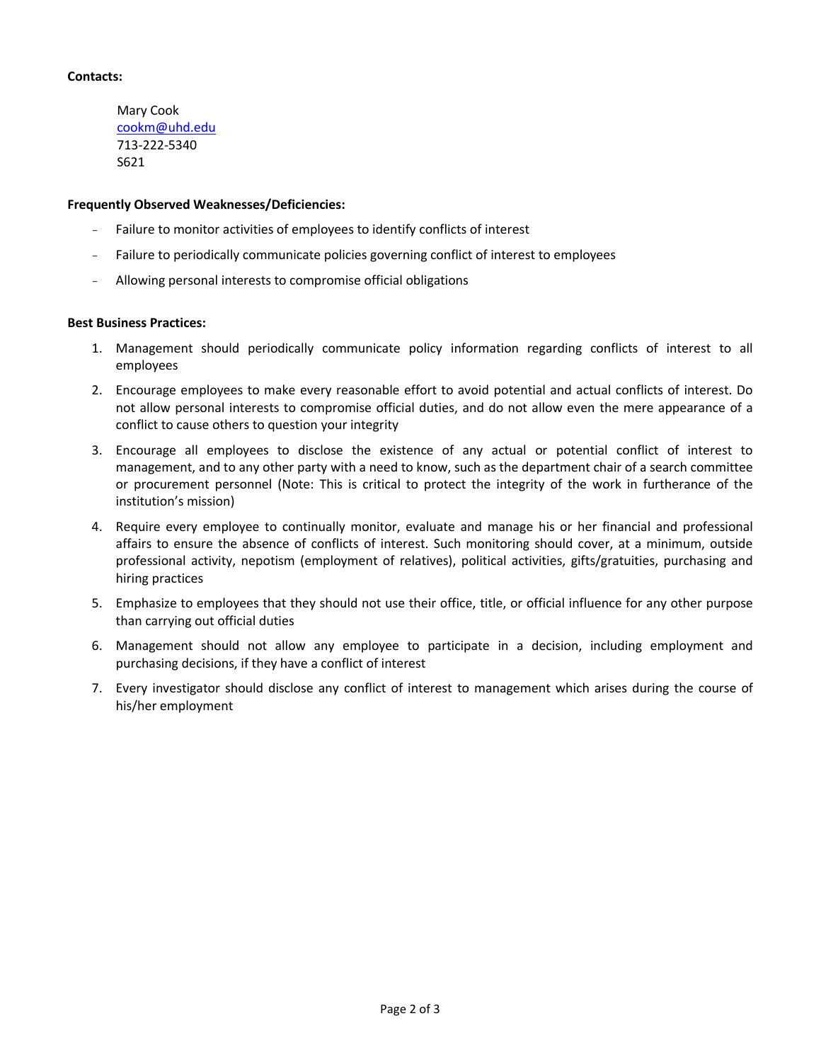**Contacts:**

Mary Cook
cookm@uhd.edu
713-222-5340
S621

**Frequently Observed Weaknesses/Deficiencies:**

- Failure to monitor activities of employees to identify conflicts of interest
- Failure to periodically communicate policies governing conflict of interest to employees
- Allowing personal interests to compromise official obligations

**Best Business Practices:**

1. Management should periodically communicate policy information regarding conflicts of interest to all employees
2. Encourage employees to make every reasonable effort to avoid potential and actual conflicts of interest. Do not allow personal interests to compromise official duties, and do not allow even the mere appearance of a conflict to cause others to question your integrity
3. Encourage all employees to disclose the existence of any actual or potential conflict of interest to management, and to any other party with a need to know, such as the department chair of a search committee or procurement personnel (Note: This is critical to protect the integrity of the work in furtherance of the institution's mission)
4. Require every employee to continually monitor, evaluate and manage his or her financial and professional affairs to ensure the absence of conflicts of interest. Such monitoring should cover, at a minimum, outside professional activity, nepotism (employment of relatives), political activities, gifts/gratuities, purchasing and hiring practices
5. Emphasize to employees that they should not use their office, title, or official influence for any other purpose than carrying out official duties
6. Management should not allow any employee to participate in a decision, including employment and purchasing decisions, if they have a conflict of interest
7. Every investigator should disclose any conflict of interest to management which arises during the course of his/her employment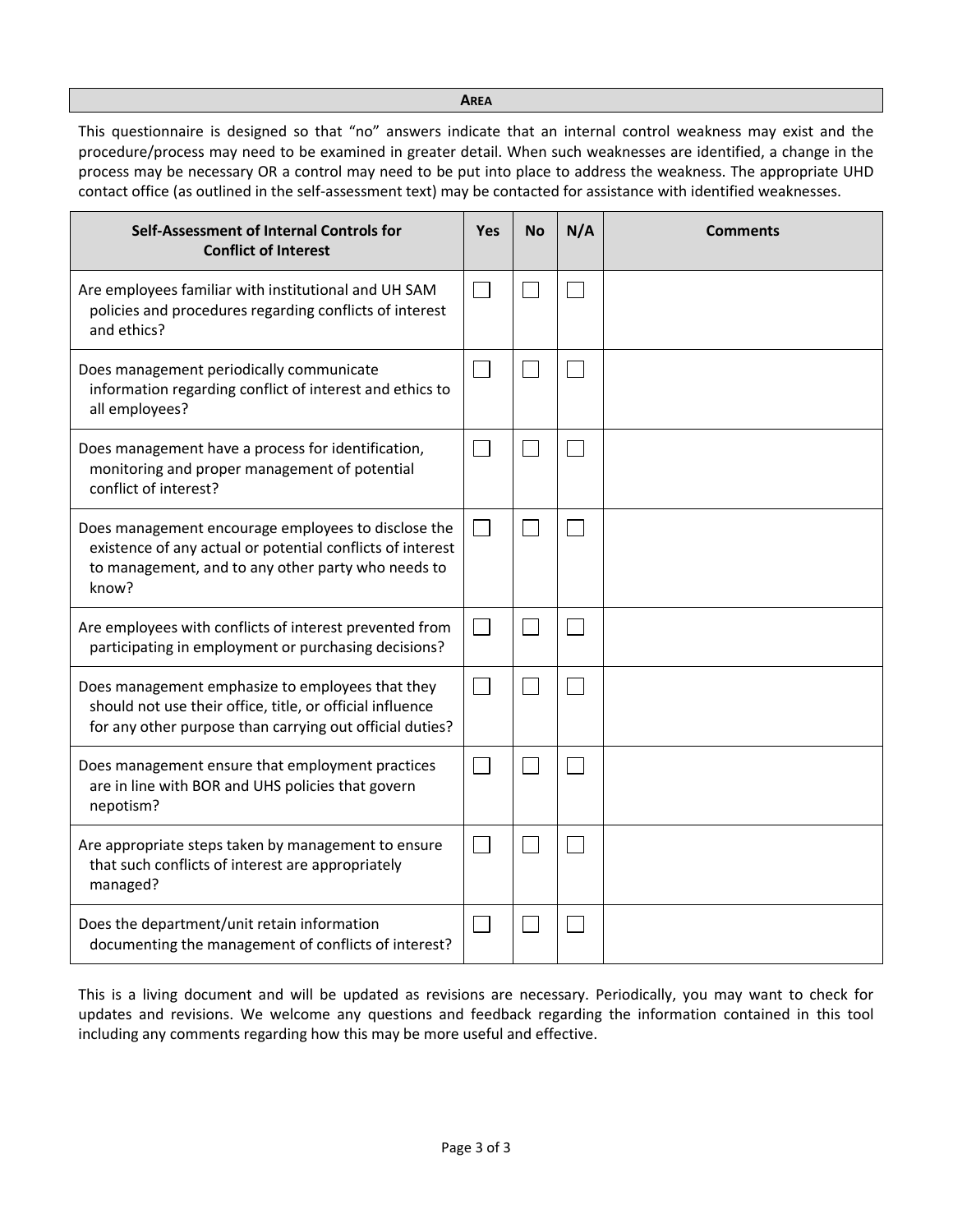**AREA**

This questionnaire is designed so that "no" answers indicate that an internal control weakness may exist and the procedure/process may need to be examined in greater detail. When such weaknesses are identified, a change in the process may be necessary OR a control may need to be put into place to address the weakness. The appropriate UHD contact office (as outlined in the self-assessment text) may be contacted for assistance with identified weaknesses.

| Self-Assessment of Internal Controls for Conflict of Interest | Yes | No | N/A | Comments |
|---|---|---|---|---|
| Are employees familiar with institutional and UH SAM policies and procedures regarding conflicts of interest and ethics? | ☐ | ☐ | ☐ | |
| Does management periodically communicate information regarding conflict of interest and ethics to all employees? | ☐ | ☐ | ☐ | |
| Does management have a process for identification, monitoring and proper management of potential conflict of interest? | ☐ | ☐ | ☐ | |
| Does management encourage employees to disclose the existence of any actual or potential conflicts of interest to management, and to any other party who needs to know? | ☐ | ☐ | ☐ | |
| Are employees with conflicts of interest prevented from participating in employment or purchasing decisions? | ☐ | ☐ | ☐ | |
| Does management emphasize to employees that they should not use their office, title, or official influence for any other purpose than carrying out official duties? | ☐ | ☐ | ☐ | |
| Does management ensure that employment practices are in line with BOR and UHS policies that govern nepotism? | ☐ | ☐ | ☐ | |
| Are appropriate steps taken by management to ensure that such conflicts of interest are appropriately managed? | ☐ | ☐ | ☐ | |
| Does the department/unit retain information documenting the management of conflicts of interest? | ☐ | ☐ | ☐ | |

This is a living document and will be updated as revisions are necessary. Periodically, you may want to check for updates and revisions. We welcome any questions and feedback regarding the information contained in this tool including any comments regarding how this may be more useful and effective.